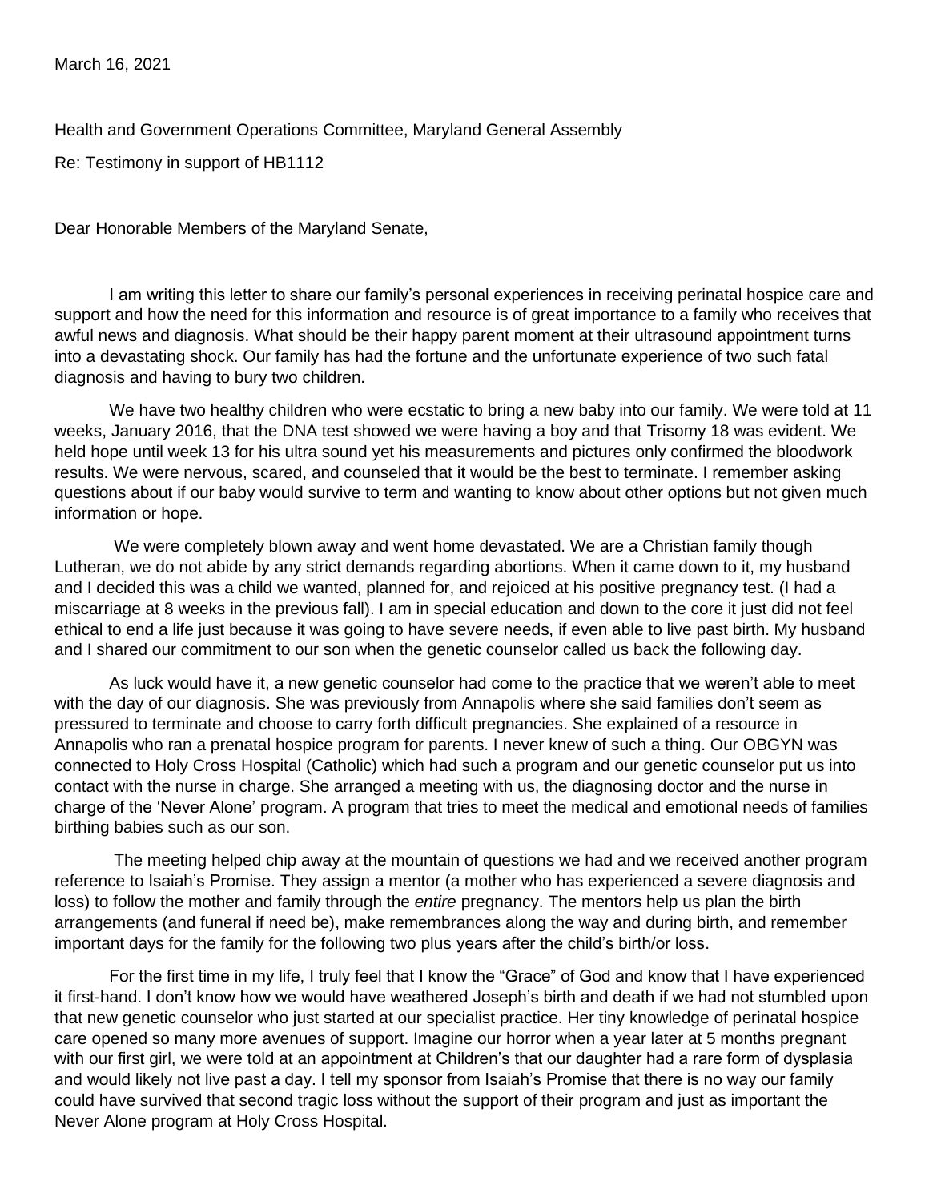March 16, 2021

Health and Government Operations Committee, Maryland General Assembly

Re: Testimony in support of HB1112

Dear Honorable Members of the Maryland Senate,

I am writing this letter to share our family's personal experiences in receiving perinatal hospice care and support and how the need for this information and resource is of great importance to a family who receives that awful news and diagnosis. What should be their happy parent moment at their ultrasound appointment turns into a devastating shock. Our family has had the fortune and the unfortunate experience of two such fatal diagnosis and having to bury two children.

We have two healthy children who were ecstatic to bring a new baby into our family. We were told at 11 weeks, January 2016, that the DNA test showed we were having a boy and that Trisomy 18 was evident. We held hope until week 13 for his ultra sound yet his measurements and pictures only confirmed the bloodwork results. We were nervous, scared, and counseled that it would be the best to terminate. I remember asking questions about if our baby would survive to term and wanting to know about other options but not given much information or hope.

We were completely blown away and went home devastated. We are a Christian family though Lutheran, we do not abide by any strict demands regarding abortions. When it came down to it, my husband and I decided this was a child we wanted, planned for, and rejoiced at his positive pregnancy test. (I had a miscarriage at 8 weeks in the previous fall). I am in special education and down to the core it just did not feel ethical to end a life just because it was going to have severe needs, if even able to live past birth. My husband and I shared our commitment to our son when the genetic counselor called us back the following day.

As luck would have it, a new genetic counselor had come to the practice that we weren't able to meet with the day of our diagnosis. She was previously from Annapolis where she said families don't seem as pressured to terminate and choose to carry forth difficult pregnancies. She explained of a resource in Annapolis who ran a prenatal hospice program for parents. I never knew of such a thing. Our OBGYN was connected to Holy Cross Hospital (Catholic) which had such a program and our genetic counselor put us into contact with the nurse in charge. She arranged a meeting with us, the diagnosing doctor and the nurse in charge of the 'Never Alone' program. A program that tries to meet the medical and emotional needs of families birthing babies such as our son.

The meeting helped chip away at the mountain of questions we had and we received another program reference to Isaiah's Promise. They assign a mentor (a mother who has experienced a severe diagnosis and loss) to follow the mother and family through the *entire* pregnancy. The mentors help us plan the birth arrangements (and funeral if need be), make remembrances along the way and during birth, and remember important days for the family for the following two plus years after the child's birth/or loss.

For the first time in my life, I truly feel that I know the "Grace" of God and know that I have experienced it first-hand. I don't know how we would have weathered Joseph's birth and death if we had not stumbled upon that new genetic counselor who just started at our specialist practice. Her tiny knowledge of perinatal hospice care opened so many more avenues of support. Imagine our horror when a year later at 5 months pregnant with our first girl, we were told at an appointment at Children's that our daughter had a rare form of dysplasia and would likely not live past a day. I tell my sponsor from Isaiah's Promise that there is no way our family could have survived that second tragic loss without the support of their program and just as important the Never Alone program at Holy Cross Hospital.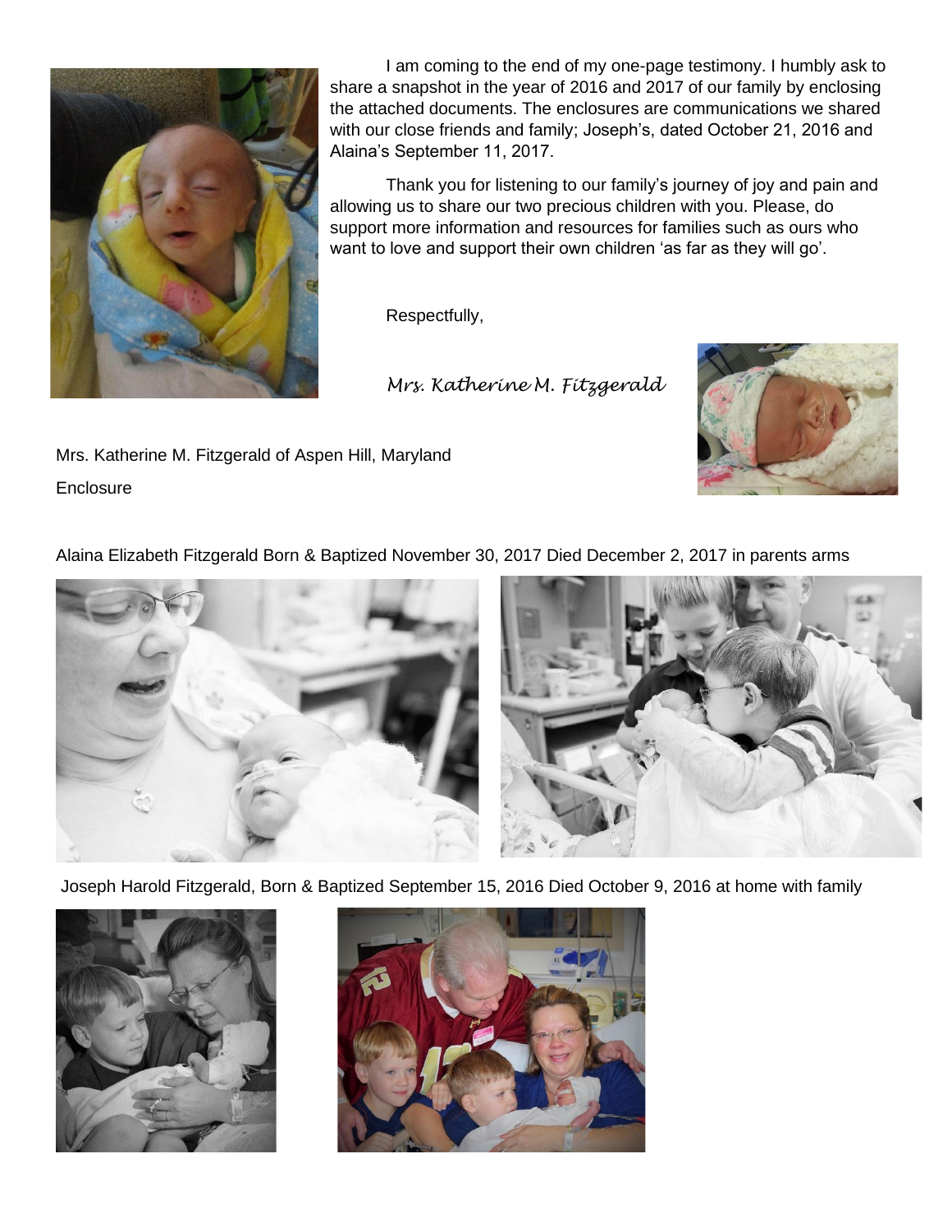I am coming to the end of my one-page testimony. I humbly ask to share a snapshot in the year of 2016 and 2017 of our family by enclosing the attached documents. The enclosures are communications we shared with our close friends and family; Joseph's, dated October 21, 2016 and Alaina's September 11, 2017.

Thank you for listening to our family's journey of joy and pain and allowing us to share our two precious children with you. Please, do support more information and resources for families such as ours who want to love and support their own children 'as far as they will go'.

Respectfully,

*Mrs. Katherine M. Fitzgerald*

Mrs. Katherine M. Fitzgerald of Aspen Hill, Maryland

Enclosure

Alaina Elizabeth Fitzgerald Born & Baptized November 30, 2017 Died December 2, 2017 in parents arms

Joseph Harold Fitzgerald, Born & Baptized September 15, 2016 Died October 9, 2016 at home with family